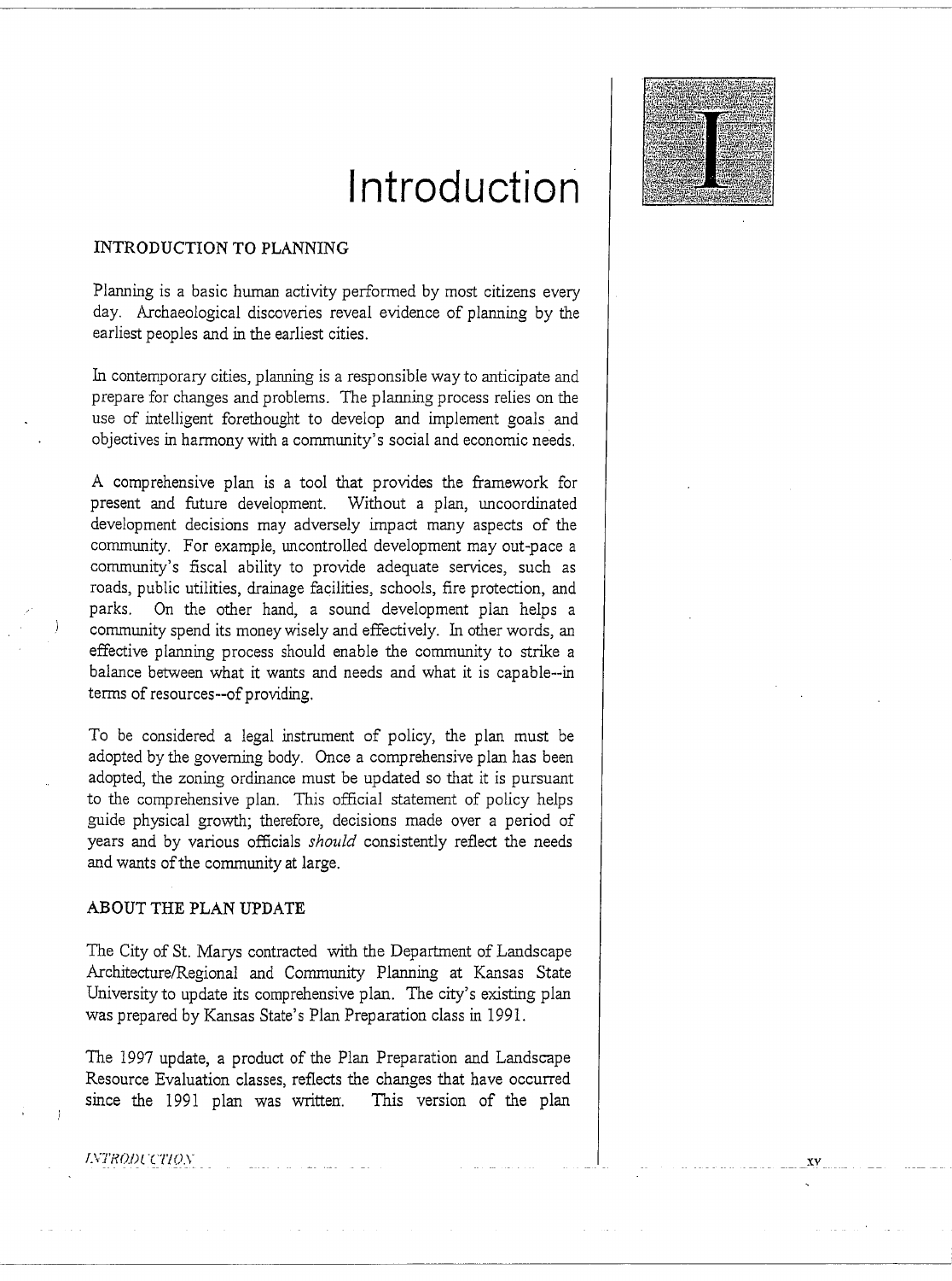# Introduction

## INTRODUCTION TO PLANNING

Planning is a basic human activity performed by most citizens every day. Archaeological discoveries reveal evidence of planning by the earliest peoples and in the earliest cities.

In contemporary cities, planning is a responsible way to anticipate and prepare for changes and problems. The planning process relies on the use of intelligent forethought to develop and implement goals and objectives in harmony with a community's social and economic needs.

A comprehensive plan is a tool that provides the framework for present and future development. Without a plan, uncoordinated development decisions may adversely impact many aspects of the community. For example, uncontrolled development may out-pace a community's fiscal ability to provide adequate services, such as roads, public utilities, drainage facilities, schools, fire protection, and parks. On the other hand, a sound development plan helps a community spend its money wisely and effectively. In other words, an effective planning process should enable the community to strike a balance between what it wants and needs and what it is capable--in terms of resources--of providing.

To be considered a legal instrument of policy, the plan must be adopted by the governing body. Once a comprehensive plan has been adopted, the zoning ordinance must be updated so that it is pursuant to the comprehensive plan. This official statement of policy helps guide physical growth; therefore, decisions made over a period of years and by various officials *should* consistently reflect the needs and wants of the community at large.

## ABOUT THE PLAN UPDATE

The City of St. Marys contracted with the Department of Landscape Architecture/Regional and Community Planning at Kansas State University to update its comprehensive plan. The city's existing plan was prepared by Kansas State's Plan Preparation class in 1991.

The 1997 update, a product of the Plan Preparation and Landscape Resource Evaluation classes, reflects the changes that have occurred since the 1991 plan was written. This version of the plan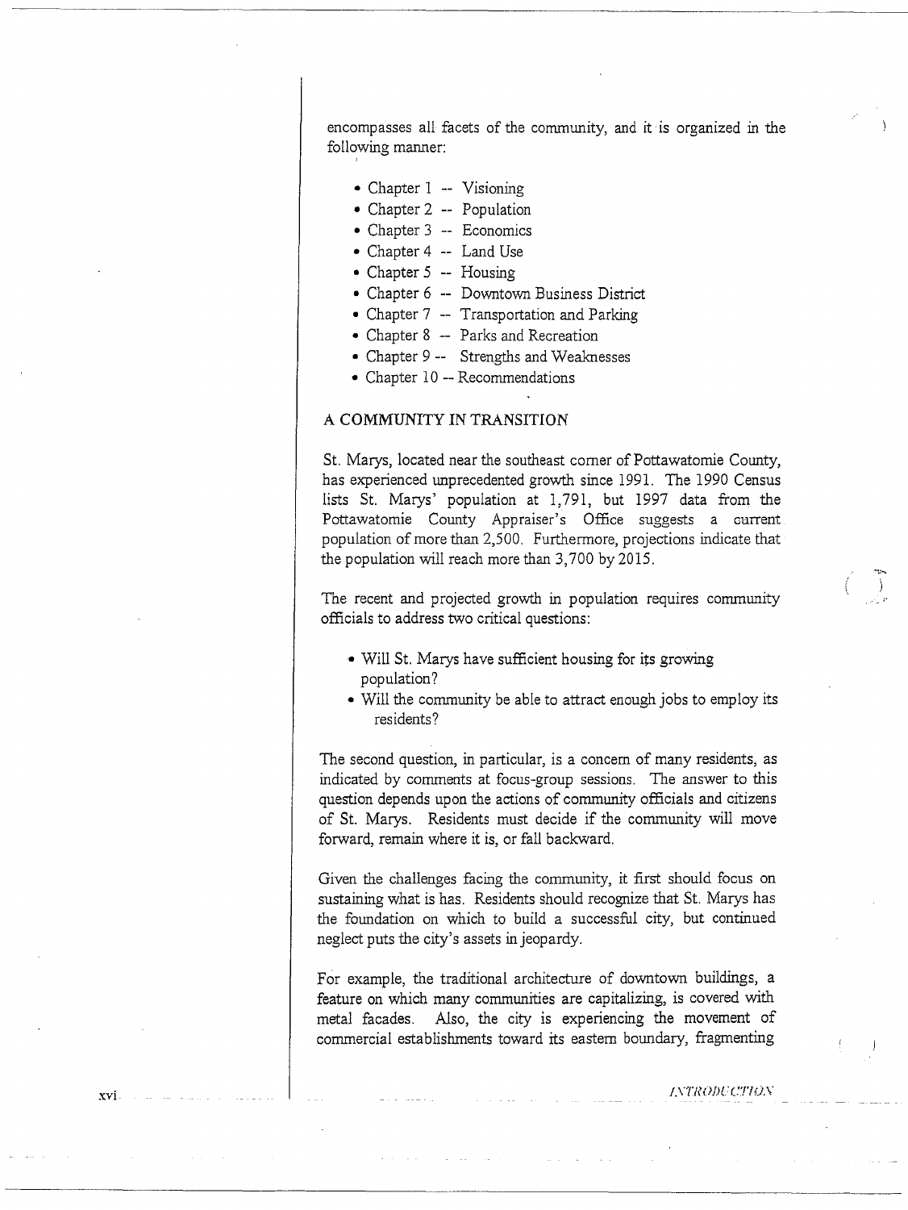encompasses all facets of the community, and it is organized in the following manner:

- Chapter 1 -- Visioning
- Chapter 2 -- Population
- Chapter 3 -- Economics
- Chapter 4 -- Land Use
- Chapter 5 -- Housing
- Chapter 6 -- Downtown Business District
- Chapter 7 -- Transportation and Parking
- Chapter 8 -- Parks and Recreation
- Chapter 9 -- Strengths and Weaknesses
- Chapter 10 -- Recommendations

## A COMMUNITY IN TRANSITION

St. Marys, located near the southeast corner of Pottawatomie County, has experienced unprecedented growth since 1991. The 1990 Census lists St. Marys' population at 1,791, but 1997 data from the Pottawatomie County Appraiser's Office suggests a current population of more than 2,500. Furthermore, projections indicate that the population will reach more than 3,700 by 2015.

The recent and projected growth in population requires community officials to address two critical questions:

- Will St. Marys have sufficient housing for its growing population?
- Will the community be able to attract enough jobs to employ its residents?

The second question, in particular, is a concern of many residents, as indicated by comments at focus-group sessions. The answer to this question depends upon the actions of community officials and citizens of St. Marys. Residents must decide if the community will move forward, remain where it is, or fall backward.

Given the challenges facing the community, it first should focus on sustaining what is has. Residents should recognize that St. Marys has the foundation on which to build a successful city, but continued neglect puts the city's assets in jeopardy.

For example, the traditional architecture of downtown buildings, a feature on which many communities are capitalizing, is covered with metal facades. Also, the city is experiencing the movement of commercial establishments toward its eastern boundary, fragmenting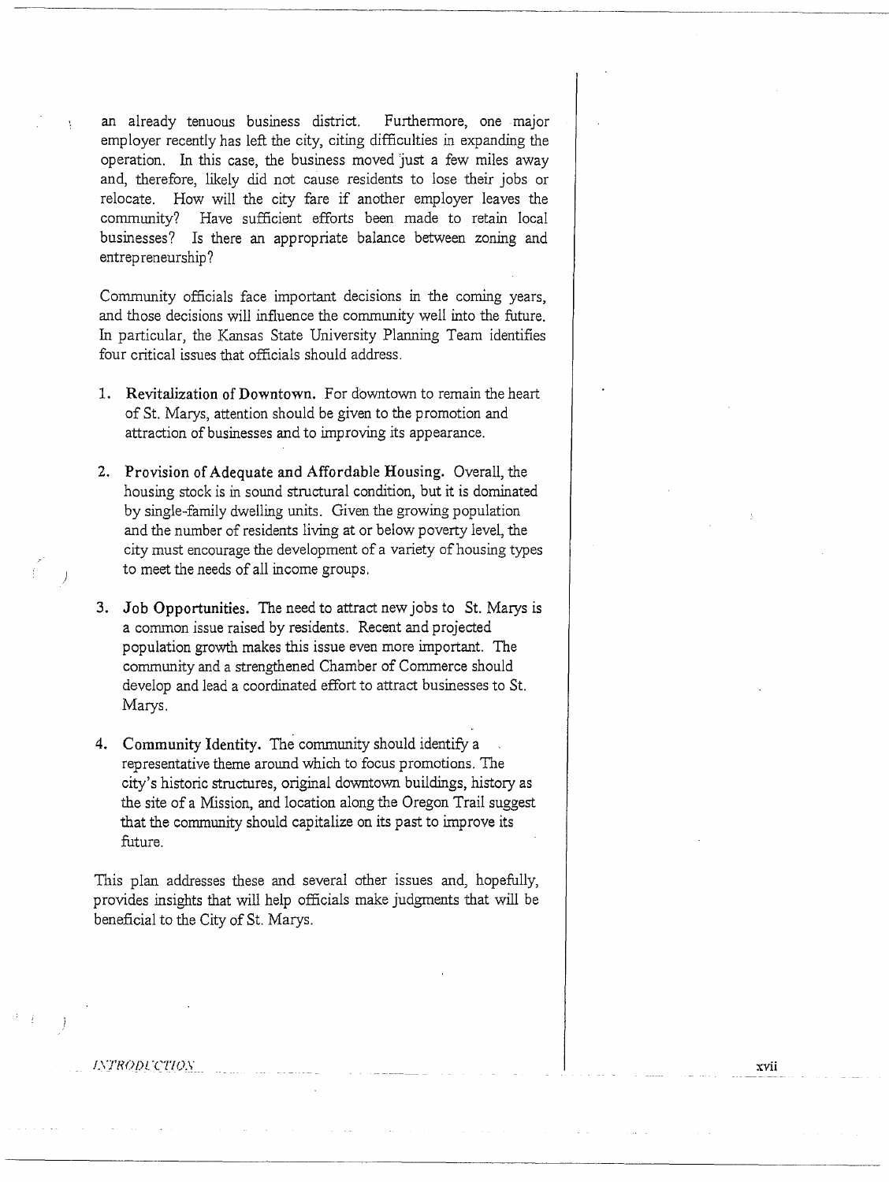an already tenuous business district. Furthermore, one major employer recently has left the city, citing difficulties in expanding the operation. In this case, the business moved just a few miles away and, therefore, likely did not cause residents to lose their jobs or relocate. How will the city fare if another employer leaves the community? Have sufficient efforts been made to retain local businesses? Is there an appropriate balance between zoning and entrepreneurship?

Community officials face important decisions in the coming years, and those decisions will influence the community well into the future. In particular, the Kansas State University Planning Team identifies four critical issues that officials should address.

1. **Revitalization of Downtown.** For downtown to remain the heart of St. Marys, attention should be given to the promotion and attraction of businesses and to improving its appearance.

2. **Provision of Adequate and Affordable Housing.** Overall, the housing stock is in sound structural condition, but it is dominated by single-family dwelling units. Given the growing population and the number of residents living at or below poverty level, the city must encourage the development of a variety of housing types to meet the needs of all income groups.

3. **Job Opportunities.** The need to attract new jobs to St. Marys is a common issue raised by residents. Recent and projected population growth makes this issue even more important. The community and a strengthened Chamber of Commerce should develop and lead a coordinated effort to attract businesses to St. Marys.

4. **Community Identity.** The community should identify a representative theme around which to focus promotions. The city's historic structures, original downtown buildings, history as the site of a Mission, and location along the Oregon Trail suggest that the community should capitalize on its past to improve its future.

This plan addresses these and several other issues and, hopefully, provides insights that will help officials make judgments that will be beneficial to the City of St. Marys.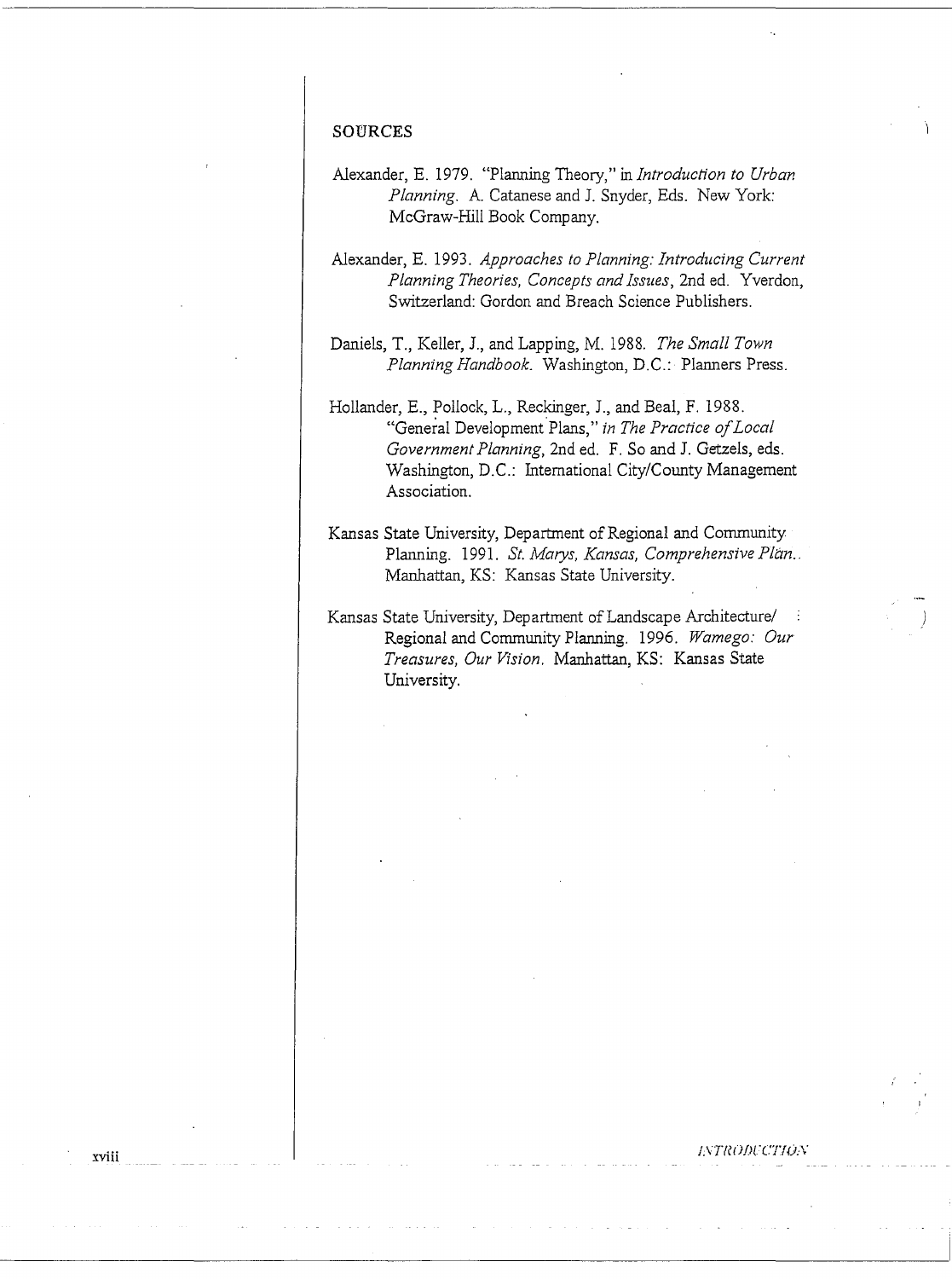## SOURCES

Alexander, E. 1979. "Planning Theory," in *Introduction to Urban Planning*. A. Catanese and J. Snyder, Eds. New York: McGraw-Hill Book Company.

Alexander, E. 1993. *Approaches to Planning: Introducing Current Planning Theories, Concepts and Issues*, 2nd ed. Yverdon, Switzerland: Gordon and Breach Science Publishers.

Daniels, T., Keller, J., and Lapping, M. 1988. *The Small Town Planning Handbook*. Washington, D.C.: Planners Press.

Hollander, E., Pollock, L., Reckinger, J., and Beal, F. 1988. "General Development Plans," *in The Practice of Local Government Planning*, 2nd ed. F. So and J. Getzels, eds. Washington, D.C.: International City/County Management Association.

Kansas State University, Department of Regional and Community Planning. 1991. *St. Marys, Kansas, Comprehensive Plan.* Manhattan, KS: Kansas State University.

Kansas State University, Department of Landscape Architecture/ Regional and Community Planning. 1996. *Wamego: Our Treasures, Our Vision.* Manhattan, KS: Kansas State University.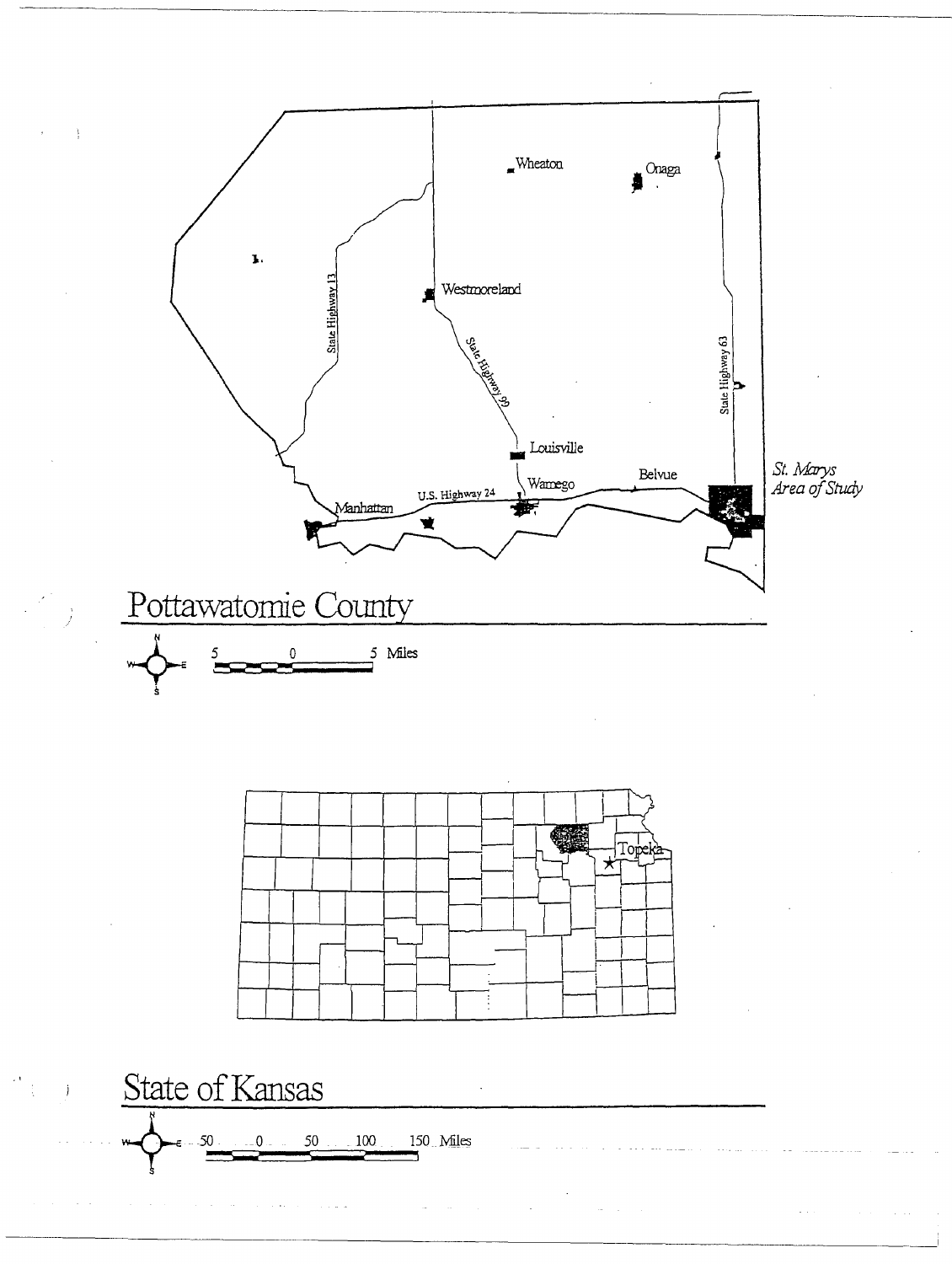Wheaton

Onaga

Westmoreland

State Highway 13

State Highway 99

State Highway 63

Louisville

Belvue

Wamego

U.S. Highway 24

Manhattan

*St. Marys Area of Study*

# Pottawatomie County

N W E S

5 0 5 Miles

Topeka

# State of Kansas

N W E S

50 0 50 100 150 Miles